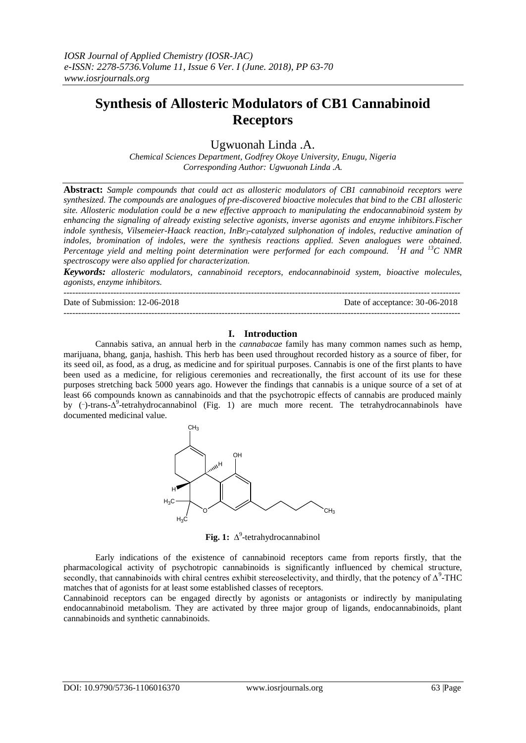# Synthesis of Allosteric Modulators of CB1 Cannabinoid Receptors

Ugwuonah Linda .A.

*Chemical Sciences Department, Godfrey Okoye University, Enugu, Nigeria*
*Corresponding Author: Ugwuonah Linda .A.*

**Abstract:** *Sample compounds that could act as allosteric modulators of CB1 cannabinoid receptors were synthesized. The compounds are analogues of pre-discovered bioactive molecules that bind to the CB1 allosteric site. Allosteric modulation could be a new effective approach to manipulating the endocannabinoid system by enhancing the signaling of already existing selective agonists, inverse agonists and enzyme inhibitors.Fischer indole synthesis, Vilsemeier-Haack reaction, $InBr_3$-catalyzed sulphonation of indoles, reductive amination of indoles, bromination of indoles, were the synthesis reactions applied. Seven analogues were obtained. Percentage yield and melting point determination were performed for each compound. $^{1}H$ and $^{13}C$ NMR spectroscopy were also applied for characterization.*

***Keywords:*** *allosteric modulators, cannabinoid receptors, endocannabinoid system, bioactive molecules, agonists, enzyme inhibitors.*

Date of Submission: 12-06-2018 Date of acceptance: 30-06-2018

## I. Introduction

Cannabis sativa, an annual herb in the *cannabacae* family has many common names such as hemp, marijuana, bhang, ganja, hashish. This herb has been used throughout recorded history as a source of fiber, for its seed oil, as food, as a drug, as medicine and for spiritual purposes. Cannabis is one of the first plants to have been used as a medicine, for religious ceremonies and recreationally, the first account of its use for these purposes stretching back 5000 years ago. However the findings that cannabis is a unique source of a set of at least 66 compounds known as cannabinoids and that the psychotropic effects of cannabis are produced mainly by (−)-trans-$\Delta^9$-tetrahydrocannabinol (Fig. 1) are much more recent. The tetrahydrocannabinols have documented medicinal value.

**Fig. 1:** $\Delta^9$-tetrahydrocannabinol

Early indications of the existence of cannabinoid receptors came from reports firstly, that the pharmacological activity of psychotropic cannabinoids is significantly influenced by chemical structure, secondly, that cannabinoids with chiral centres exhibit stereoselectivity, and thirdly, that the potency of $\Delta^9$-THC matches that of agonists for at least some established classes of receptors.

Cannabinoid receptors can be engaged directly by agonists or antagonists or indirectly by manipulating endocannabinoid metabolism. They are activated by three major group of ligands, endocannabinoids, plant cannabinoids and synthetic cannabinoids.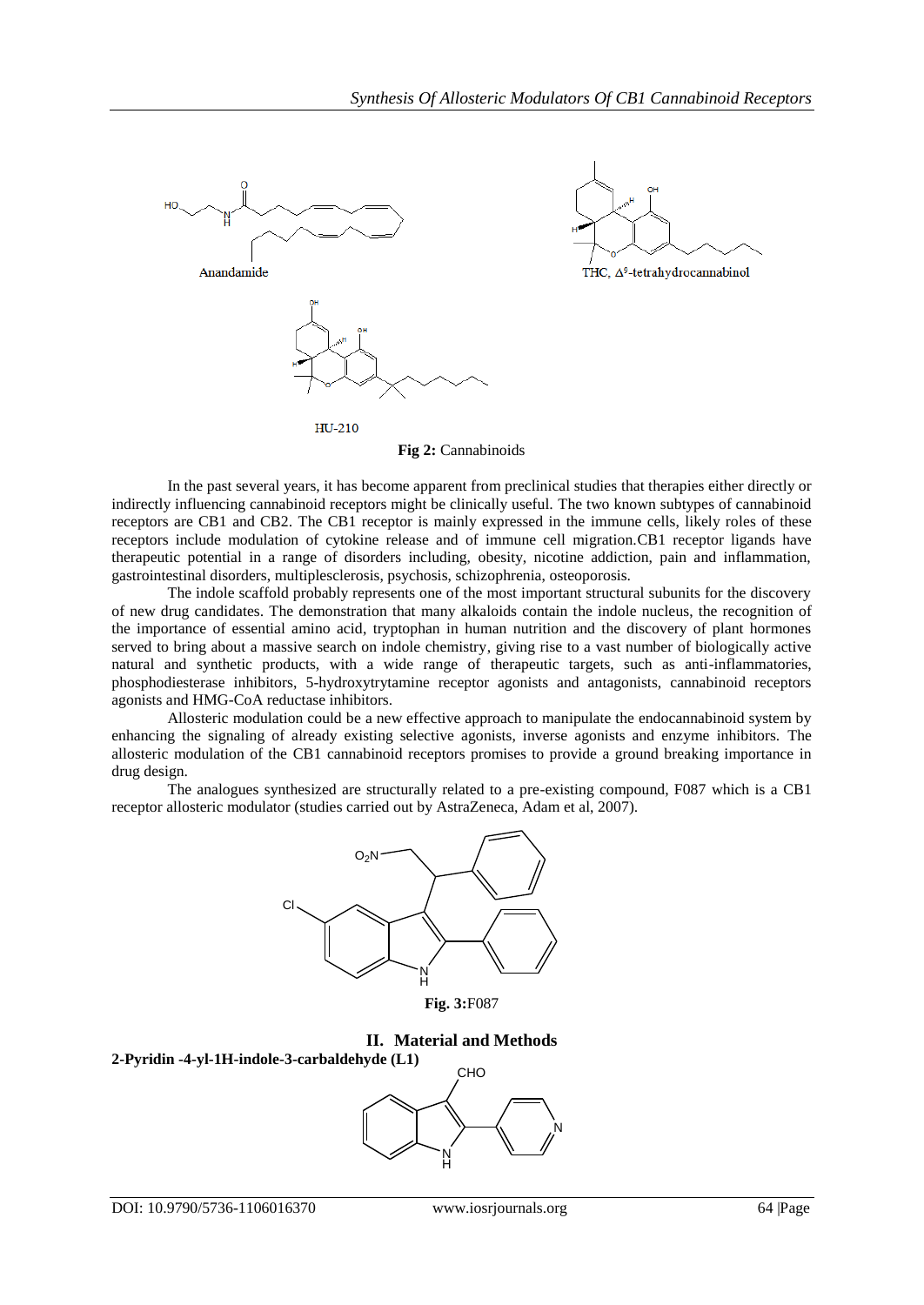Anandamide

THC, $\Delta^9$-tetrahydrocannabinol

HU-210

**Fig 2:** Cannabinoids

In the past several years, it has become apparent from preclinical studies that therapies either directly or indirectly influencing cannabinoid receptors might be clinically useful. The two known subtypes of cannabinoid receptors are CB1 and CB2. The CB1 receptor is mainly expressed in the immune cells, likely roles of these receptors include modulation of cytokine release and of immune cell migration.CB1 receptor ligands have therapeutic potential in a range of disorders including, obesity, nicotine addiction, pain and inflammation, gastrointestinal disorders, multiplesclerosis, psychosis, schizophrenia, osteoporosis.

The indole scaffold probably represents one of the most important structural subunits for the discovery of new drug candidates. The demonstration that many alkaloids contain the indole nucleus, the recognition of the importance of essential amino acid, tryptophan in human nutrition and the discovery of plant hormones served to bring about a massive search on indole chemistry, giving rise to a vast number of biologically active natural and synthetic products, with a wide range of therapeutic targets, such as anti-inflammatories, phosphodiesterase inhibitors, 5-hydroxytrytamine receptor agonists and antagonists, cannabinoid receptors agonists and HMG-CoA reductase inhibitors.

Allosteric modulation could be a new effective approach to manipulate the endocannabinoid system by enhancing the signaling of already existing selective agonists, inverse agonists and enzyme inhibitors. The allosteric modulation of the CB1 cannabinoid receptors promises to provide a ground breaking importance in drug design.

The analogues synthesized are structurally related to a pre-existing compound, F087 which is a CB1 receptor allosteric modulator (studies carried out by AstraZeneca, Adam et al, 2007).

**Fig. 3:**F087

## II. Material and Methods

**2-Pyridin -4-yl-1H-indole-3-carbaldehyde (L1)**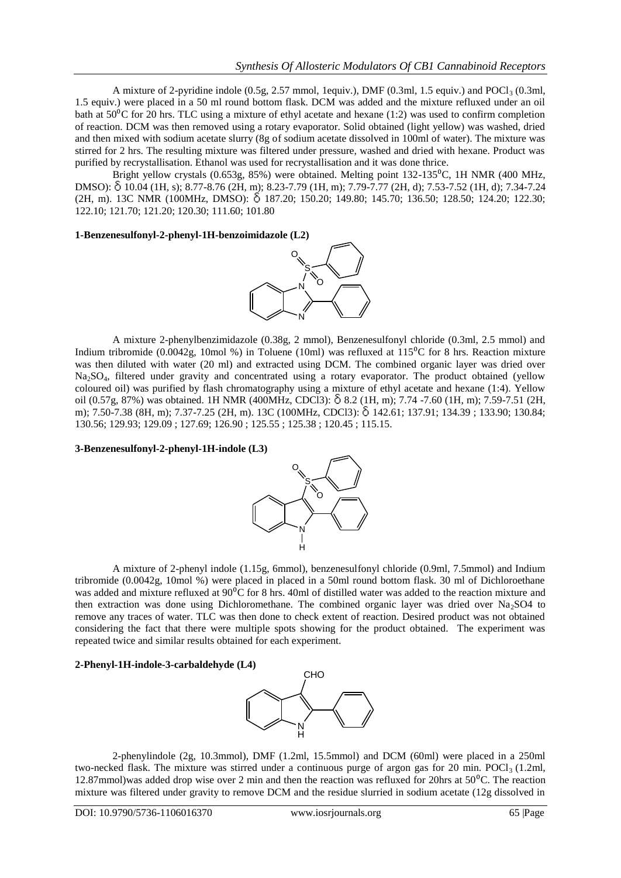A mixture of 2-pyridine indole (0.5g, 2.57 mmol, 1equiv.), DMF (0.3ml, 1.5 equiv.) and $POCl_3$ (0.3ml, 1.5 equiv.) were placed in a 50 ml round bottom flask. DCM was added and the mixture refluxed under an oil bath at 50$^0$C for 20 hrs. TLC using a mixture of ethyl acetate and hexane (1:2) was used to confirm completion of reaction. DCM was then removed using a rotary evaporator. Solid obtained (light yellow) was washed, dried and then mixed with sodium acetate slurry (8g of sodium acetate dissolved in 100ml of water). The mixture was stirred for 2 hrs. The resulting mixture was filtered under pressure, washed and dried with hexane. Product was purified by recrystallisation. Ethanol was used for recrystallisation and it was done thrice.

Bright yellow crystals (0.653g, 85%) were obtained. Melting point 132-135$^0$C, 1H NMR (400 MHz, DMSO): δ 10.04 (1H, s); 8.77-8.76 (2H, m); 8.23-7.79 (1H, m); 7.79-7.77 (2H, d); 7.53-7.52 (1H, d); 7.34-7.24 (2H, m). 13C NMR (100MHz, DMSO): δ 187.20; 150.20; 149.80; 145.70; 136.50; 128.50; 124.20; 122.30; 122.10; 121.70; 121.20; 120.30; 111.60; 101.80

**1-Benzenesulfonyl-2-phenyl-1H-benzoimidazole (L2)**

A mixture 2-phenylbenzimidazole (0.38g, 2 mmol), Benzenesulfonyl chloride (0.3ml, 2.5 mmol) and Indium tribromide (0.0042g, 10mol %) in Toluene (10ml) was refluxed at 115$^0$C for 8 hrs. Reaction mixture was then diluted with water (20 ml) and extracted using DCM. The combined organic layer was dried over $Na_2SO_4$, filtered under gravity and concentrated using a rotary evaporator. The product obtained (yellow coloured oil) was purified by flash chromatography using a mixture of ethyl acetate and hexane (1:4). Yellow oil (0.57g, 87%) was obtained. 1H NMR (400MHz, CDCl3): δ 8.2 (1H, m); 7.74 -7.60 (1H, m); 7.59-7.51 (2H, m); 7.50-7.38 (8H, m); 7.37-7.25 (2H, m). 13C NMR (100MHz, CDCl3): δ 142.61; 137.91; 134.39 ; 133.90; 130.84; 130.56; 129.93; 129.09 ; 127.69; 126.90 ; 125.55 ; 125.38 ; 120.45 ; 115.15.

**3-Benzenesulfonyl-2-phenyl-1H-indole (L3)**

A mixture of 2-phenyl indole (1.15g, 6mmol), benzenesulfonyl chloride (0.9ml, 7.5mmol) and Indium tribromide (0.0042g, 10mol %) were placed in placed in a 50ml round bottom flask. 30 ml of Dichloroethane was added and mixture refluxed at 90$^0$C for 8 hrs. 40ml of distilled water was added to the reaction mixture and then extraction was done using Dichloromethane. The combined organic layer was dried over $Na_2SO4$ to remove any traces of water. TLC was then done to check extent of reaction. Desired product was not obtained considering the fact that there were multiple spots showing for the product obtained. The experiment was repeated twice and similar results obtained for each experiment.

**2-Phenyl-1H-indole-3-carbaldehyde (L4)**

2-phenylindole (2g, 10.3mmol), DMF (1.2ml, 15.5mmol) and DCM (60ml) were placed in a 250ml two-necked flask. The mixture was stirred under a continuous purge of argon gas for 20 min. $POCl_3$ (1.2ml, 12.87mmol)was added drop wise over 2 min and then the reaction was refluxed for 20hrs at 50$^0$C. The reaction mixture was filtered under gravity to remove DCM and the residue slurried in sodium acetate (12g dissolved in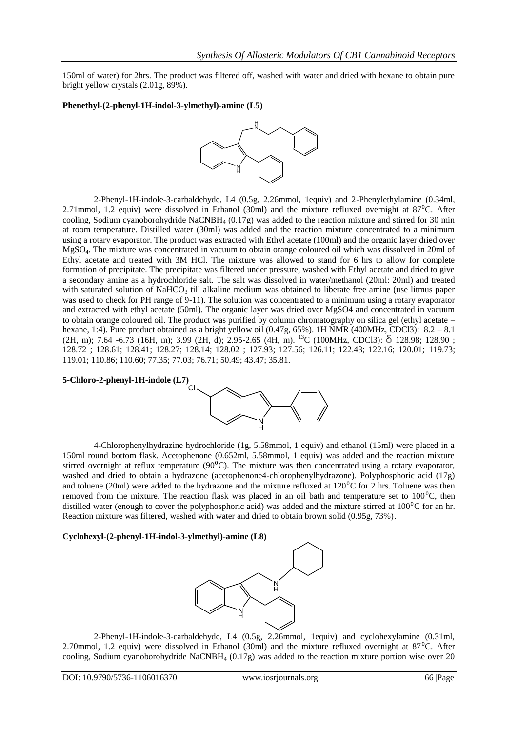150ml of water) for 2hrs. The product was filtered off, washed with water and dried with hexane to obtain pure bright yellow crystals (2.01g, 89%).

**Phenethyl-(2-phenyl-1H-indol-3-ylmethyl)-amine (L5)**

2-Phenyl-1H-indole-3-carbaldehyde, L4 (0.5g, 2.26mmol, 1equiv) and 2-Phenylethylamine (0.34ml, 2.71mmol, 1.2 equiv) were dissolved in Ethanol (30ml) and the mixture refluxed overnight at $87^0$C. After cooling, Sodium cyanoborohydride $NaCNBH_4$ (0.17g) was added to the reaction mixture and stirred for 30 min at room temperature. Distilled water (30ml) was added and the reaction mixture concentrated to a minimum using a rotary evaporator. The product was extracted with Ethyl acetate (100ml) and the organic layer dried over $MgSO_4$. The mixture was concentrated in vacuum to obtain orange coloured oil which was dissolved in 20ml of Ethyl acetate and treated with 3M HCl. The mixture was allowed to stand for 6 hrs to allow for complete formation of precipitate. The precipitate was filtered under pressure, washed with Ethyl acetate and dried to give a secondary amine as a hydrochloride salt. The salt was dissolved in water/methanol (20ml: 20ml) and treated with saturated solution of $NaHCO_3$ till alkaline medium was obtained to liberate free amine (use litmus paper was used to check for PH range of 9-11). The solution was concentrated to a minimum using a rotary evaporator and extracted with ethyl acetate (50ml). The organic layer was dried over MgSO4 and concentrated in vacuum to obtain orange coloured oil. The product was purified by column chromatography on silica gel (ethyl acetate – hexane, 1:4). Pure product obtained as a bright yellow oil (0.47g, 65%). 1H NMR (400MHz, CDCl3): 8.2 – 8.1 (2H, m); 7.64 -6.73 (16H, m); 3.99 (2H, d); 2.95-2.65 (4H, m). $^{13}$C (100MHz, CDCl3): $\delta$ 128.98; 128.90 ; 128.72 ; 128.61; 128.41; 128.27; 128.14; 128.02 ; 127.93; 127.56; 126.11; 122.43; 122.16; 120.01; 119.73; 119.01; 110.86; 110.60; 77.35; 77.03; 76.71; 50.49; 43.47; 35.81.

**5-Chloro-2-phenyl-1H-indole (L7)**

4-Chlorophenylhydrazine hydrochloride (1g, 5.58mmol, 1 equiv) and ethanol (15ml) were placed in a 150ml round bottom flask. Acetophenone (0.652ml, 5.58mmol, 1 equiv) was added and the reaction mixture stirred overnight at reflux temperature ($90^0$C). The mixture was then concentrated using a rotary evaporator, washed and dried to obtain a hydrazone (acetophenone4-chlorophenylhydrazone). Polyphosphoric acid (17g) and toluene (20ml) were added to the hydrazone and the mixture refluxed at $120^0$C for 2 hrs. Toluene was then removed from the mixture. The reaction flask was placed in an oil bath and temperature set to $100^0$C, then distilled water (enough to cover the polyphosphoric acid) was added and the mixture stirred at $100^0$C for an hr. Reaction mixture was filtered, washed with water and dried to obtain brown solid (0.95g, 73%).

**Cyclohexyl-(2-phenyl-1H-indol-3-ylmethyl)-amine (L8)**

2-Phenyl-1H-indole-3-carbaldehyde, L4 (0.5g, 2.26mmol, 1equiv) and cyclohexylamine (0.31ml, 2.70mmol, 1.2 equiv) were dissolved in Ethanol (30ml) and the mixture refluxed overnight at $87^0$C. After cooling, Sodium cyanoborohydride $NaCNBH_4$ (0.17g) was added to the reaction mixture portion wise over 20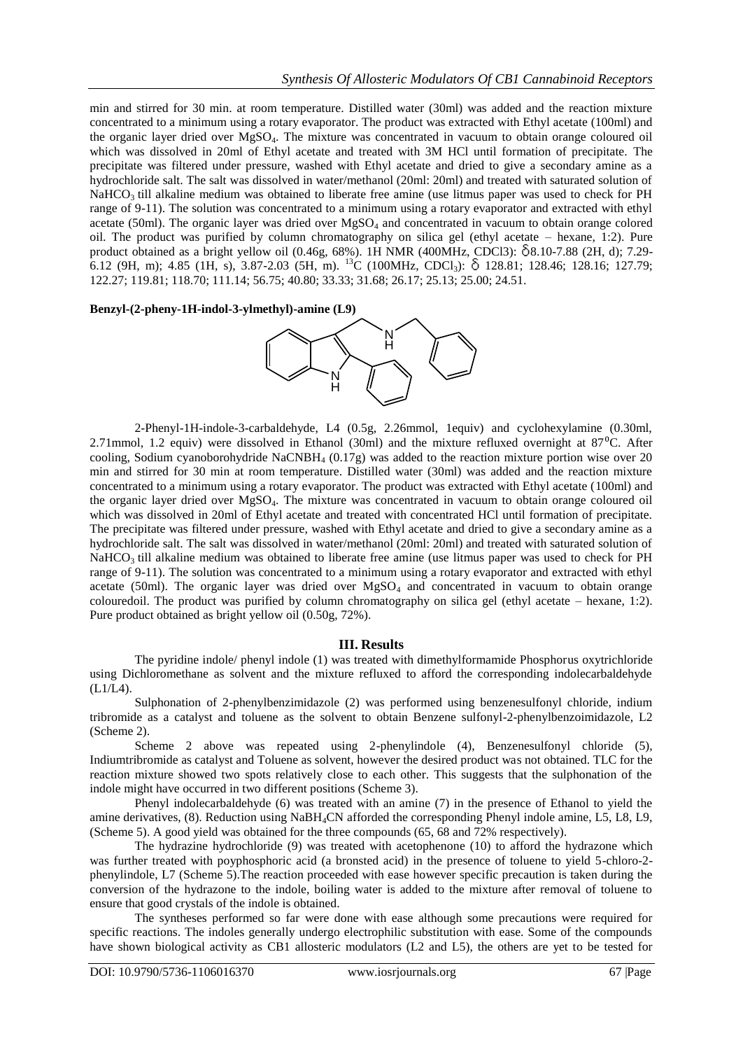min and stirred for 30 min. at room temperature. Distilled water (30ml) was added and the reaction mixture concentrated to a minimum using a rotary evaporator. The product was extracted with Ethyl acetate (100ml) and the organic layer dried over $MgSO_4$. The mixture was concentrated in vacuum to obtain orange coloured oil which was dissolved in 20ml of Ethyl acetate and treated with 3M HCl until formation of precipitate. The precipitate was filtered under pressure, washed with Ethyl acetate and dried to give a secondary amine as a hydrochloride salt. The salt was dissolved in water/methanol (20ml: 20ml) and treated with saturated solution of $NaHCO_3$ till alkaline medium was obtained to liberate free amine (use litmus paper was used to check for PH range of 9-11). The solution was concentrated to a minimum using a rotary evaporator and extracted with ethyl acetate (50ml). The organic layer was dried over $MgSO_4$ and concentrated in vacuum to obtain orange colored oil. The product was purified by column chromatography on silica gel (ethyl acetate – hexane, 1:2). Pure product obtained as a bright yellow oil (0.46g, 68%). 1H NMR (400MHz, CDCl3): δ8.10-7.88 (2H, d); 7.29-6.12 (9H, m); 4.85 (1H, s), 3.87-2.03 (5H, m). $^{13}C$ (100MHz, $CDCl_3$): δ 128.81; 128.46; 128.16; 127.79; 122.27; 119.81; 118.70; 111.14; 56.75; 40.80; 33.33; 31.68; 26.17; 25.13; 25.00; 24.51.

**Benzyl-(2-pheny-1H-indol-3-ylmethyl)-amine (L9)**

2-Phenyl-1H-indole-3-carbaldehyde, L4 (0.5g, 2.26mmol, 1equiv) and cyclohexylamine (0.30ml, 2.71mmol, 1.2 equiv) were dissolved in Ethanol (30ml) and the mixture refluxed overnight at 87°C. After cooling, Sodium cyanoborohydride $NaCNBH_4$ (0.17g) was added to the reaction mixture portion wise over 20 min and stirred for 30 min at room temperature. Distilled water (30ml) was added and the reaction mixture concentrated to a minimum using a rotary evaporator. The product was extracted with Ethyl acetate (100ml) and the organic layer dried over $MgSO_4$. The mixture was concentrated in vacuum to obtain orange coloured oil which was dissolved in 20ml of Ethyl acetate and treated with concentrated HCl until formation of precipitate. The precipitate was filtered under pressure, washed with Ethyl acetate and dried to give a secondary amine as a hydrochloride salt. The salt was dissolved in water/methanol (20ml: 20ml) and treated with saturated solution of $NaHCO_3$ till alkaline medium was obtained to liberate free amine (use litmus paper was used to check for PH range of 9-11). The solution was concentrated to a minimum using a rotary evaporator and extracted with ethyl acetate (50ml). The organic layer was dried over $MgSO_4$ and concentrated in vacuum to obtain orange colouredoil. The product was purified by column chromatography on silica gel (ethyl acetate – hexane, 1:2). Pure product obtained as bright yellow oil (0.50g, 72%).

## III. Results

The pyridine indole/ phenyl indole (1) was treated with dimethylformamide Phosphorus oxytrichloride using Dichloromethane as solvent and the mixture refluxed to afford the corresponding indolecarbaldehyde (L1/L4).

Sulphonation of 2-phenylbenzimidazole (2) was performed using benzenesulfonyl chloride, indium tribromide as a catalyst and toluene as the solvent to obtain Benzene sulfonyl-2-phenylbenzoimidazole, L2 (Scheme 2).

Scheme 2 above was repeated using 2-phenylindole (4), Benzenesulfonyl chloride (5), Indiumtribromide as catalyst and Toluene as solvent, however the desired product was not obtained. TLC for the reaction mixture showed two spots relatively close to each other. This suggests that the sulphonation of the indole might have occurred in two different positions (Scheme 3).

Phenyl indolecarbaldehyde (6) was treated with an amine (7) in the presence of Ethanol to yield the amine derivatives, (8). Reduction using $NaBH_4CN$ afforded the corresponding Phenyl indole amine, L5, L8, L9, (Scheme 5). A good yield was obtained for the three compounds (65, 68 and 72% respectively).

The hydrazine hydrochloride (9) was treated with acetophenone (10) to afford the hydrazone which was further treated with poyphosphoric acid (a bronsted acid) in the presence of toluene to yield 5-chloro-2-phenylindole, L7 (Scheme 5).The reaction proceeded with ease however specific precaution is taken during the conversion of the hydrazone to the indole, boiling water is added to the mixture after removal of toluene to ensure that good crystals of the indole is obtained.

The syntheses performed so far were done with ease although some precautions were required for specific reactions. The indoles generally undergo electrophilic substitution with ease. Some of the compounds have shown biological activity as CB1 allosteric modulators (L2 and L5), the others are yet to be tested for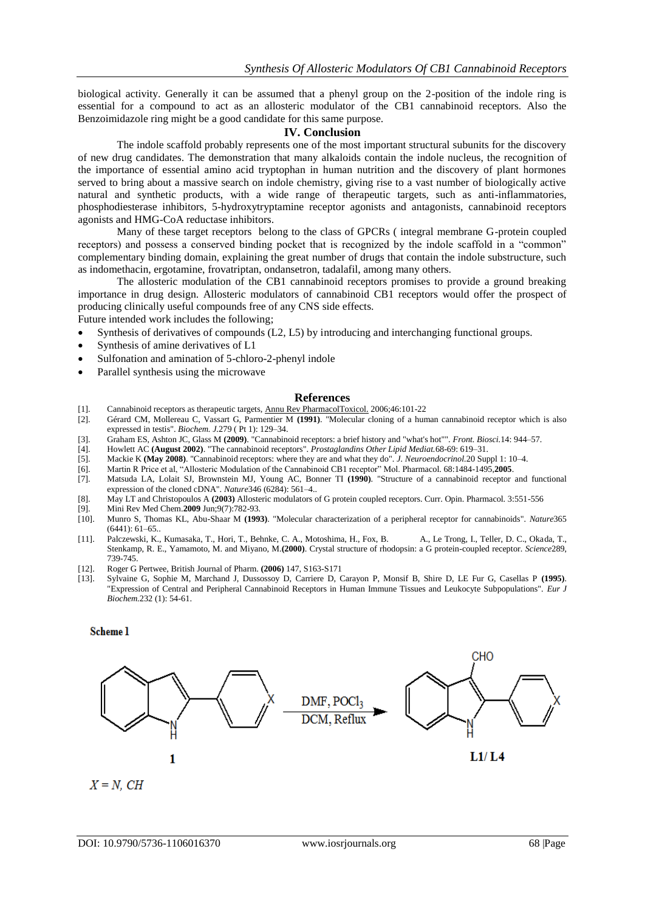biological activity. Generally it can be assumed that a phenyl group on the 2-position of the indole ring is essential for a compound to act as an allosteric modulator of the CB1 cannabinoid receptors. Also the Benzoimidazole ring might be a good candidate for this same purpose.

## IV. Conclusion

The indole scaffold probably represents one of the most important structural subunits for the discovery of new drug candidates. The demonstration that many alkaloids contain the indole nucleus, the recognition of the importance of essential amino acid tryptophan in human nutrition and the discovery of plant hormones served to bring about a massive search on indole chemistry, giving rise to a vast number of biologically active natural and synthetic products, with a wide range of therapeutic targets, such as anti-inflammatories, phosphodiesterase inhibitors, 5-hydroxytryptamine receptor agonists and antagonists, cannabinoid receptors agonists and HMG-CoA reductase inhibitors.

Many of these target receptors belong to the class of GPCRs ( integral membrane G-protein coupled receptors) and possess a conserved binding pocket that is recognized by the indole scaffold in a "common" complementary binding domain, explaining the great number of drugs that contain the indole substructure, such as indomethacin, ergotamine, frovatriptan, ondansetron, tadalafil, among many others.

The allosteric modulation of the CB1 cannabinoid receptors promises to provide a ground breaking importance in drug design. Allosteric modulators of cannabinoid CB1 receptors would offer the prospect of producing clinically useful compounds free of any CNS side effects.

Future intended work includes the following;

- Synthesis of derivatives of compounds (L2, L5) by introducing and interchanging functional groups.
- Synthesis of amine derivatives of L1
- Sulfonation and amination of 5-chloro-2-phenyl indole
- Parallel synthesis using the microwave

## References

[1]. Cannabinoid receptors as therapeutic targets, Annu Rev PharmacolToxicol. 2006;46:101-22

[2]. Gérard CM, Mollereau C, Vassart G, Parmentier M **(1991)**. "Molecular cloning of a human cannabinoid receptor which is also expressed in testis". *Biochem. J.*279 ( Pt 1): 129–34.

[3]. Graham ES, Ashton JC, Glass M **(2009)**. "Cannabinoid receptors: a brief history and "what's hot"". *Front. Biosci.*14: 944–57.

[4]. Howlett AC **(August 2002)**. "The cannabinoid receptors". *Prostaglandins Other Lipid Mediat.*68-69: 619–31.

[5]. Mackie K **(May 2008)**. "Cannabinoid receptors: where they are and what they do". *J. Neuroendocrinol.*20 Suppl 1: 10–4.

[6]. Martin R Price et al, "Allosteric Modulation of the Cannabinoid CB1 receptor" Mol. Pharmacol. 68:1484-1495,**2005**.

[7]. Matsuda LA, Lolait SJ, Brownstein MJ, Young AC, Bonner TI **(1990)**. "Structure of a cannabinoid receptor and functional expression of the cloned cDNA". *Nature*346 (6284): 561–4..

[8]. May LT and Christopoulos A **(2003)** Allosteric modulators of G protein coupled receptors. Curr. Opin. Pharmacol. 3:551-556

[9]. Mini Rev Med Chem.**2009** Jun;9(7):782-93.

[10]. Munro S, Thomas KL, Abu-Shaar M **(1993)**. "Molecular characterization of a peripheral receptor for cannabinoids". *Nature*365 (6441): 61–65..

[11]. Palczewski, K., Kumasaka, T., Hori, T., Behnke, C. A., Motoshima, H., Fox, B. A., Le Trong, I., Teller, D. C., Okada, T., Stenkamp, R. E., Yamamoto, M. and Miyano, M.**(2000)**. Crystal structure of rhodopsin: a G protein-coupled receptor. *Science*289, 739-745.

[12]. Roger G Pertwee, British Journal of Pharm. **(2006)** 147, S163-S171

[13]. Sylvaine G, Sophie M, Marchand J, Dussossoy D, Carriere D, Carayon P, Monsif B, Shire D, LE Fur G, Casellas P **(1995)**. "Expression of Central and Peripheral Cannabinoid Receptors in Human Immune Tissues and Leukocyte Subpopulations". *Eur J Biochem.*232 (1): 54-61.

**Scheme 1**

1 → L1/ L4 (DMF, $POCl_3$; DCM, Reflux)

$X = N, CH$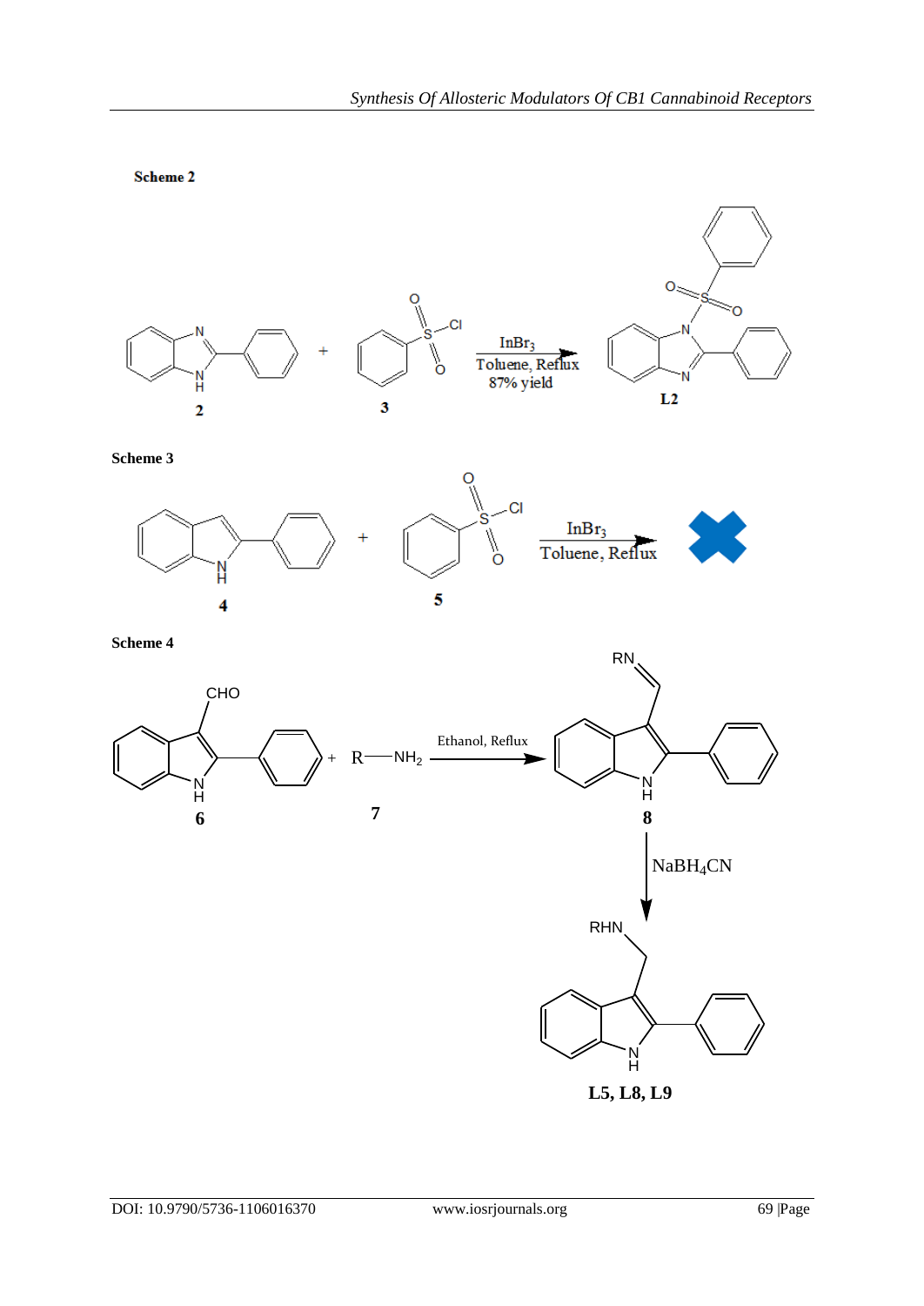**Scheme 2**

$InBr_3$

Toluene, Reflux

87% yield

2 3 L2

**Scheme 3**

$InBr_3$

Toluene, Reflux

4 5

**Scheme 4**

Ethanol, Reflux

$NaBH_4CN$

6 7 8

**L5, L8, L9**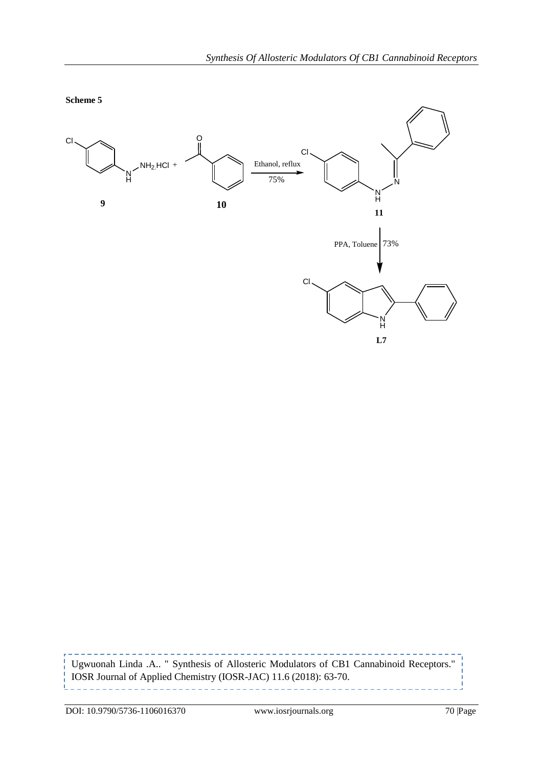**Scheme 5**

9

10

Ethanol, reflux

75%

11

PPA, Toluene

73%

L7

Ugwuonah Linda .A.. " Synthesis of Allosteric Modulators of CB1 Cannabinoid Receptors." IOSR Journal of Applied Chemistry (IOSR-JAC) 11.6 (2018): 63-70.